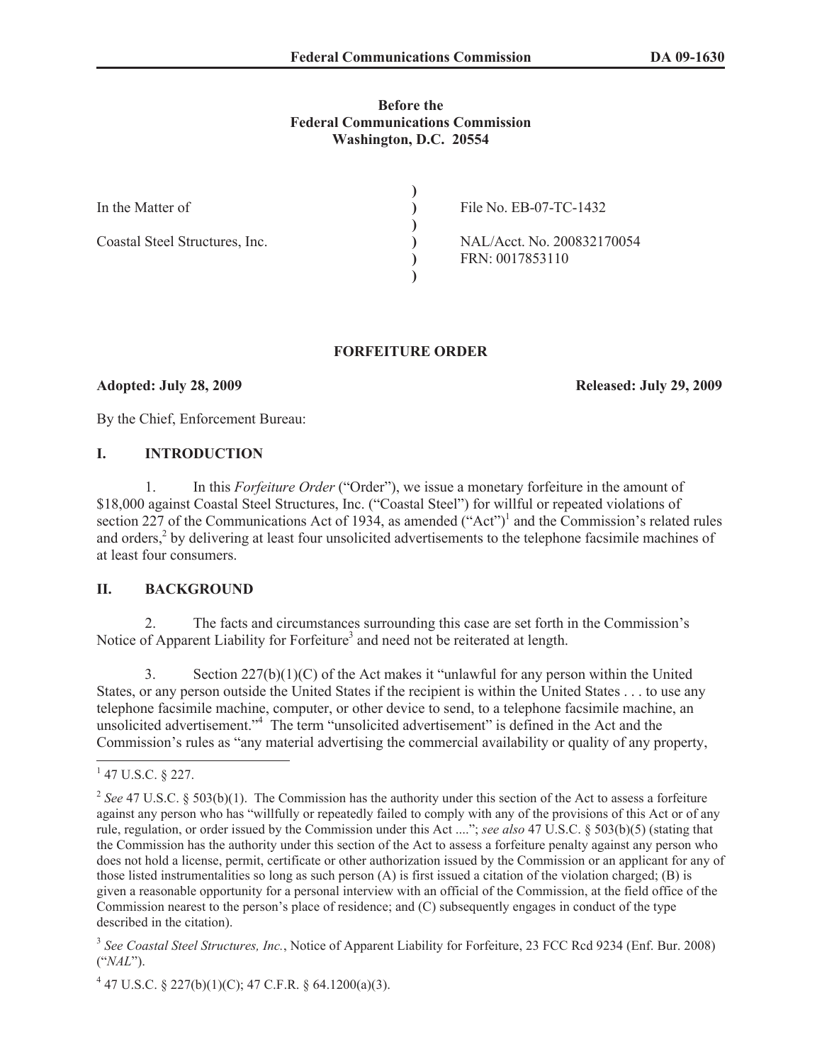**Before the**
**Federal Communications Commission**
**Washington, D.C. 20554**

| | | |
|---|---|---|
| In the Matter of | ) | File No. EB-07-TC-1432 |
| | ) | |
| Coastal Steel Structures, Inc. | ) | NAL/Acct. No. 200832170054 |
| | ) | FRN: 0017853110 |

# FORFEITURE ORDER

**Adopted: July 28, 2009** **Released: July 29, 2009**

By the Chief, Enforcement Bureau:

## I. INTRODUCTION

1. In this *Forfeiture Order* ("Order"), we issue a monetary forfeiture in the amount of $18,000 against Coastal Steel Structures, Inc. ("Coastal Steel") for willful or repeated violations of section 227 of the Communications Act of 1934, as amended ("Act")[1] and the Commission's related rules and orders,[2] by delivering at least four unsolicited advertisements to the telephone facsimile machines of at least four consumers.

## II. BACKGROUND

2. The facts and circumstances surrounding this case are set forth in the Commission's Notice of Apparent Liability for Forfeiture[3] and need not be reiterated at length.

3. Section 227(b)(1)(C) of the Act makes it "unlawful for any person within the United States, or any person outside the United States if the recipient is within the United States . . . to use any telephone facsimile machine, computer, or other device to send, to a telephone facsimile machine, an unsolicited advertisement."[4] The term "unsolicited advertisement" is defined in the Act and the Commission's rules as "any material advertising the commercial availability or quality of any property,

---

[1] 47 U.S.C. § 227.

[2] *See* 47 U.S.C. § 503(b)(1). The Commission has the authority under this section of the Act to assess a forfeiture against any person who has "willfully or repeatedly failed to comply with any of the provisions of this Act or of any rule, regulation, or order issued by the Commission under this Act ...."; *see also* 47 U.S.C. § 503(b)(5) (stating that the Commission has the authority under this section of the Act to assess a forfeiture penalty against any person who does not hold a license, permit, certificate or other authorization issued by the Commission or an applicant for any of those listed instrumentalities so long as such person (A) is first issued a citation of the violation charged; (B) is given a reasonable opportunity for a personal interview with an official of the Commission, at the field office of the Commission nearest to the person's place of residence; and (C) subsequently engages in conduct of the type described in the citation).

[3] *See Coastal Steel Structures, Inc.*, Notice of Apparent Liability for Forfeiture, 23 FCC Rcd 9234 (Enf. Bur. 2008) ("*NAL*").

[4] 47 U.S.C. § 227(b)(1)(C); 47 C.F.R. § 64.1200(a)(3).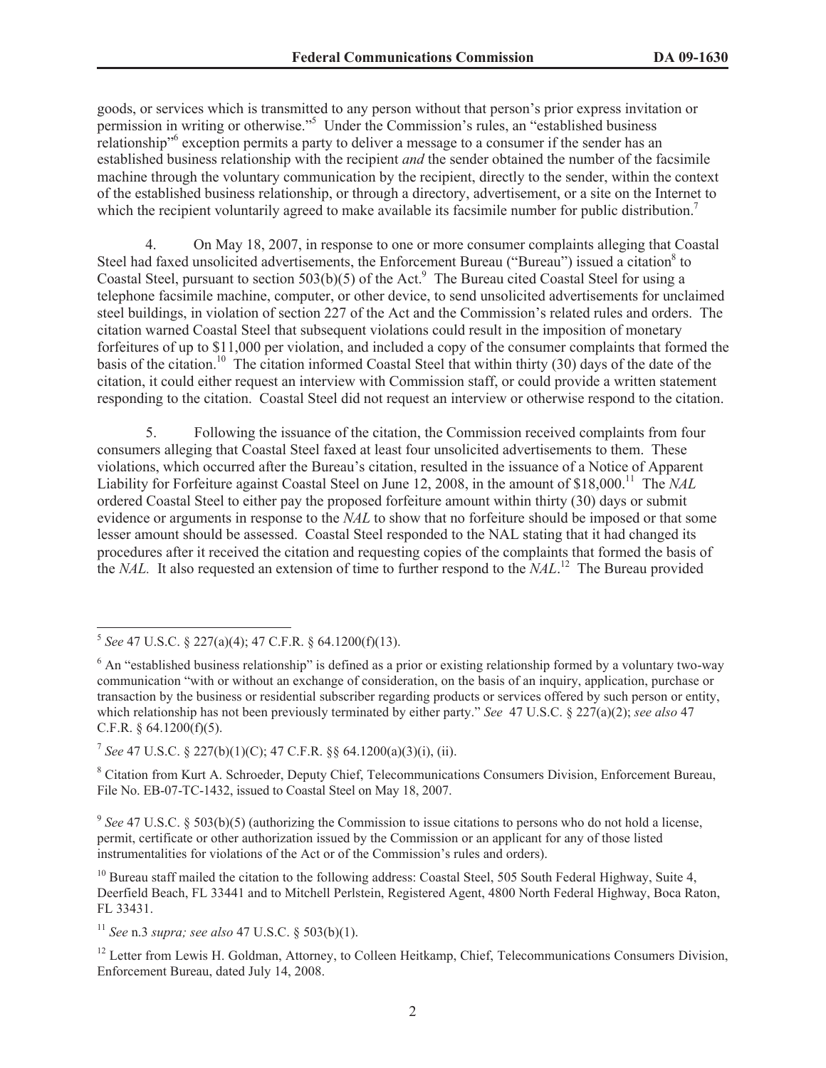goods, or services which is transmitted to any person without that person's prior express invitation or permission in writing or otherwise."[5] Under the Commission's rules, an "established business relationship"[6] exception permits a party to deliver a message to a consumer if the sender has an established business relationship with the recipient *and* the sender obtained the number of the facsimile machine through the voluntary communication by the recipient, directly to the sender, within the context of the established business relationship, or through a directory, advertisement, or a site on the Internet to which the recipient voluntarily agreed to make available its facsimile number for public distribution.[7]

4. On May 18, 2007, in response to one or more consumer complaints alleging that Coastal Steel had faxed unsolicited advertisements, the Enforcement Bureau ("Bureau") issued a citation[8] to Coastal Steel, pursuant to section 503(b)(5) of the Act.[9] The Bureau cited Coastal Steel for using a telephone facsimile machine, computer, or other device, to send unsolicited advertisements for unclaimed steel buildings, in violation of section 227 of the Act and the Commission's related rules and orders. The citation warned Coastal Steel that subsequent violations could result in the imposition of monetary forfeitures of up to $11,000 per violation, and included a copy of the consumer complaints that formed the basis of the citation.[10] The citation informed Coastal Steel that within thirty (30) days of the date of the citation, it could either request an interview with Commission staff, or could provide a written statement responding to the citation. Coastal Steel did not request an interview or otherwise respond to the citation.

5. Following the issuance of the citation, the Commission received complaints from four consumers alleging that Coastal Steel faxed at least four unsolicited advertisements to them. These violations, which occurred after the Bureau's citation, resulted in the issuance of a Notice of Apparent Liability for Forfeiture against Coastal Steel on June 12, 2008, in the amount of $18,000.[11] The *NAL* ordered Coastal Steel to either pay the proposed forfeiture amount within thirty (30) days or submit evidence or arguments in response to the *NAL* to show that no forfeiture should be imposed or that some lesser amount should be assessed. Coastal Steel responded to the NAL stating that it had changed its procedures after it received the citation and requesting copies of the complaints that formed the basis of the *NAL*. It also requested an extension of time to further respond to the *NAL*.[12] The Bureau provided

---

[5] *See* 47 U.S.C. § 227(a)(4); 47 C.F.R. § 64.1200(f)(13).

[6] An "established business relationship" is defined as a prior or existing relationship formed by a voluntary two-way communication "with or without an exchange of consideration, on the basis of an inquiry, application, purchase or transaction by the business or residential subscriber regarding products or services offered by such person or entity, which relationship has not been previously terminated by either party." *See* 47 U.S.C. § 227(a)(2); *see also* 47 C.F.R. § 64.1200(f)(5).

[7] *See* 47 U.S.C. § 227(b)(1)(C); 47 C.F.R. §§ 64.1200(a)(3)(i), (ii).

[8] Citation from Kurt A. Schroeder, Deputy Chief, Telecommunications Consumers Division, Enforcement Bureau, File No. EB-07-TC-1432, issued to Coastal Steel on May 18, 2007.

[9] *See* 47 U.S.C. § 503(b)(5) (authorizing the Commission to issue citations to persons who do not hold a license, permit, certificate or other authorization issued by the Commission or an applicant for any of those listed instrumentalities for violations of the Act or of the Commission's rules and orders).

[10] Bureau staff mailed the citation to the following address: Coastal Steel, 505 South Federal Highway, Suite 4, Deerfield Beach, FL 33441 and to Mitchell Perlstein, Registered Agent, 4800 North Federal Highway, Boca Raton, FL 33431.

[11] *See* n.3 *supra; see also* 47 U.S.C. § 503(b)(1).

[12] Letter from Lewis H. Goldman, Attorney, to Colleen Heitkamp, Chief, Telecommunications Consumers Division, Enforcement Bureau, dated July 14, 2008.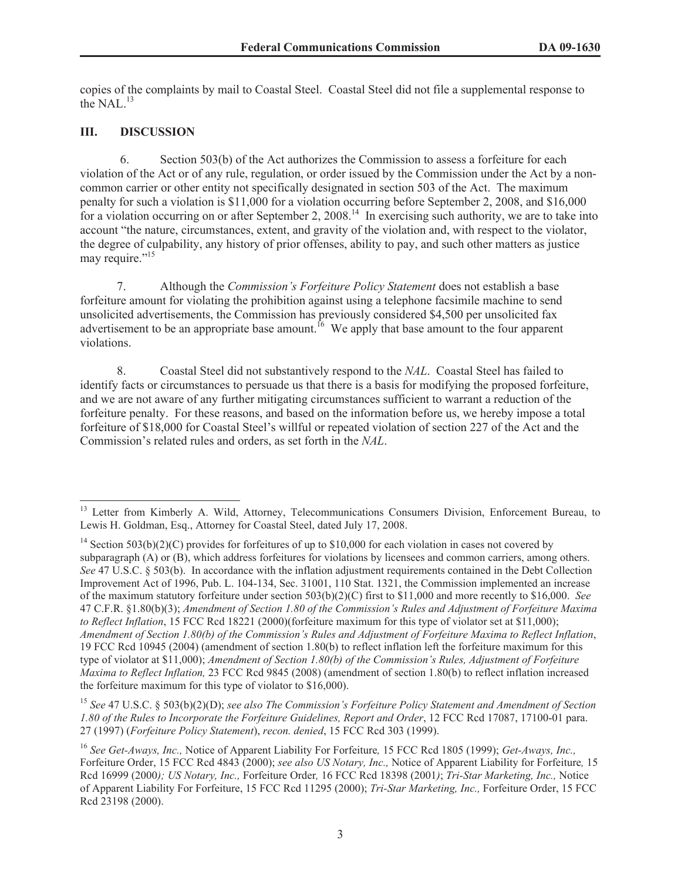copies of the complaints by mail to Coastal Steel. Coastal Steel did not file a supplemental response to the NAL.[13]

## III. DISCUSSION

6. Section 503(b) of the Act authorizes the Commission to assess a forfeiture for each violation of the Act or of any rule, regulation, or order issued by the Commission under the Act by a non-common carrier or other entity not specifically designated in section 503 of the Act. The maximum penalty for such a violation is $11,000 for a violation occurring before September 2, 2008, and $16,000 for a violation occurring on or after September 2, 2008.[14] In exercising such authority, we are to take into account "the nature, circumstances, extent, and gravity of the violation and, with respect to the violator, the degree of culpability, any history of prior offenses, ability to pay, and such other matters as justice may require."[15]

7. Although the *Commission's Forfeiture Policy Statement* does not establish a base forfeiture amount for violating the prohibition against using a telephone facsimile machine to send unsolicited advertisements, the Commission has previously considered $4,500 per unsolicited fax advertisement to be an appropriate base amount.[16] We apply that base amount to the four apparent violations.

8. Coastal Steel did not substantively respond to the *NAL*. Coastal Steel has failed to identify facts or circumstances to persuade us that there is a basis for modifying the proposed forfeiture, and we are not aware of any further mitigating circumstances sufficient to warrant a reduction of the forfeiture penalty. For these reasons, and based on the information before us, we hereby impose a total forfeiture of $18,000 for Coastal Steel's willful or repeated violation of section 227 of the Act and the Commission's related rules and orders, as set forth in the *NAL*.

---

[13] Letter from Kimberly A. Wild, Attorney, Telecommunications Consumers Division, Enforcement Bureau, to Lewis H. Goldman, Esq., Attorney for Coastal Steel, dated July 17, 2008.

[14] Section 503(b)(2)(C) provides for forfeitures of up to $10,000 for each violation in cases not covered by subparagraph (A) or (B), which address forfeitures for violations by licensees and common carriers, among others. *See* 47 U.S.C. § 503(b). In accordance with the inflation adjustment requirements contained in the Debt Collection Improvement Act of 1996, Pub. L. 104-134, Sec. 31001, 110 Stat. 1321, the Commission implemented an increase of the maximum statutory forfeiture under section 503(b)(2)(C) first to $11,000 and more recently to $16,000. *See* 47 C.F.R. §1.80(b)(3); *Amendment of Section 1.80 of the Commission's Rules and Adjustment of Forfeiture Maxima to Reflect Inflation*, 15 FCC Rcd 18221 (2000)(forfeiture maximum for this type of violator set at $11,000); *Amendment of Section 1.80(b) of the Commission's Rules and Adjustment of Forfeiture Maxima to Reflect Inflation*, 19 FCC Rcd 10945 (2004) (amendment of section 1.80(b) to reflect inflation left the forfeiture maximum for this type of violator at $11,000); *Amendment of Section 1.80(b) of the Commission's Rules, Adjustment of Forfeiture Maxima to Reflect Inflation,* 23 FCC Rcd 9845 (2008) (amendment of section 1.80(b) to reflect inflation increased the forfeiture maximum for this type of violator to $16,000).

[15] *See* 47 U.S.C. § 503(b)(2)(D); *see also The Commission's Forfeiture Policy Statement and Amendment of Section 1.80 of the Rules to Incorporate the Forfeiture Guidelines, Report and Order*, 12 FCC Rcd 17087, 17100-01 para. 27 (1997) (*Forfeiture Policy Statement*), *recon. denied*, 15 FCC Rcd 303 (1999).

[16] *See Get-Aways, Inc.,* Notice of Apparent Liability For Forfeiture*,* 15 FCC Rcd 1805 (1999); *Get-Aways, Inc.,* Forfeiture Order, 15 FCC Rcd 4843 (2000); *see also US Notary, Inc.,* Notice of Apparent Liability for Forfeiture*,* 15 Rcd 16999 (2000*); US Notary, Inc.,* Forfeiture Order*,* 16 FCC Rcd 18398 (2001*)*; *Tri-Star Marketing, Inc.,* Notice of Apparent Liability For Forfeiture, 15 FCC Rcd 11295 (2000); *Tri-Star Marketing, Inc.,* Forfeiture Order, 15 FCC Rcd 23198 (2000).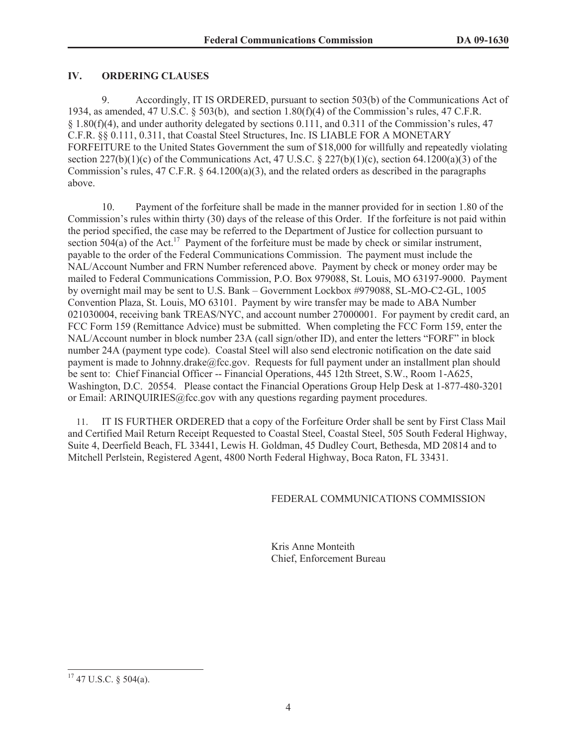## IV. ORDERING CLAUSES

9. Accordingly, IT IS ORDERED, pursuant to section 503(b) of the Communications Act of 1934, as amended, 47 U.S.C. § 503(b), and section 1.80(f)(4) of the Commission's rules, 47 C.F.R. § 1.80(f)(4), and under authority delegated by sections 0.111, and 0.311 of the Commission's rules, 47 C.F.R. §§ 0.111, 0.311, that Coastal Steel Structures, Inc. IS LIABLE FOR A MONETARY FORFEITURE to the United States Government the sum of $18,000 for willfully and repeatedly violating section 227(b)(1)(c) of the Communications Act, 47 U.S.C. § 227(b)(1)(c), section 64.1200(a)(3) of the Commission's rules, 47 C.F.R. § 64.1200(a)(3), and the related orders as described in the paragraphs above.

10. Payment of the forfeiture shall be made in the manner provided for in section 1.80 of the Commission's rules within thirty (30) days of the release of this Order. If the forfeiture is not paid within the period specified, the case may be referred to the Department of Justice for collection pursuant to section 504(a) of the Act.[17] Payment of the forfeiture must be made by check or similar instrument, payable to the order of the Federal Communications Commission. The payment must include the NAL/Account Number and FRN Number referenced above. Payment by check or money order may be mailed to Federal Communications Commission, P.O. Box 979088, St. Louis, MO 63197-9000. Payment by overnight mail may be sent to U.S. Bank – Government Lockbox #979088, SL-MO-C2-GL, 1005 Convention Plaza, St. Louis, MO 63101. Payment by wire transfer may be made to ABA Number 021030004, receiving bank TREAS/NYC, and account number 27000001. For payment by credit card, an FCC Form 159 (Remittance Advice) must be submitted. When completing the FCC Form 159, enter the NAL/Account number in block number 23A (call sign/other ID), and enter the letters "FORF" in block number 24A (payment type code). Coastal Steel will also send electronic notification on the date said payment is made to Johnny.drake@fcc.gov. Requests for full payment under an installment plan should be sent to: Chief Financial Officer -- Financial Operations, 445 12th Street, S.W., Room 1-A625, Washington, D.C. 20554. Please contact the Financial Operations Group Help Desk at 1-877-480-3201 or Email: ARINQUIRIES@fcc.gov with any questions regarding payment procedures.

11. IT IS FURTHER ORDERED that a copy of the Forfeiture Order shall be sent by First Class Mail and Certified Mail Return Receipt Requested to Coastal Steel, Coastal Steel, 505 South Federal Highway, Suite 4, Deerfield Beach, FL 33441, Lewis H. Goldman, 45 Dudley Court, Bethesda, MD 20814 and to Mitchell Perlstein, Registered Agent, 4800 North Federal Highway, Boca Raton, FL 33431.

FEDERAL COMMUNICATIONS COMMISSION

Kris Anne Monteith
Chief, Enforcement Bureau

[17] 47 U.S.C. § 504(a).